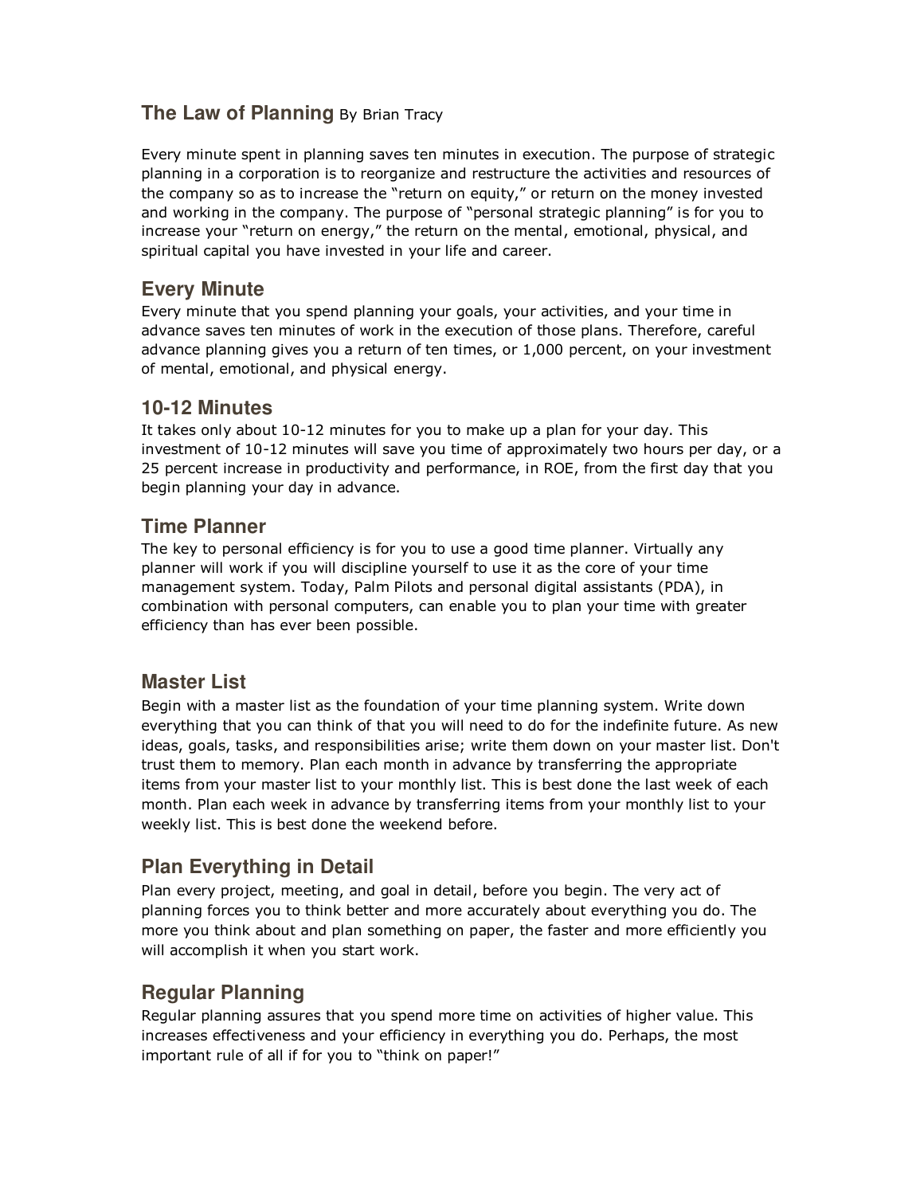# The Law of Planning By Brian Tracy

Every minute spent in planning saves ten minutes in execution. The purpose of strategic planning in a corporation is to reorganize and restructure the activities and resources of the company so as to increase the "return on equity," or return on the money invested and working in the company. The purpose of "personal strategic planning" is for you to increase your "return on energy," the return on the mental, emotional, physical, and spiritual capital you have invested in your life and career.

## Every Minute

Every minute that you spend planning your goals, your activities, and your time in advance saves ten minutes of work in the execution of those plans. Therefore, careful advance planning gives you a return of ten times, or 1,000 percent, on your investment of mental, emotional, and physical energy.

## 10-12 Minutes

It takes only about 10-12 minutes for you to make up a plan for your day. This investment of 10-12 minutes will save you time of approximately two hours per day, or a 25 percent increase in productivity and performance, in ROE, from the first day that you begin planning your day in advance.

## Time Planner

The key to personal efficiency is for you to use a good time planner. Virtually any planner will work if you will discipline yourself to use it as the core of your time management system. Today, Palm Pilots and personal digital assistants (PDA), in combination with personal computers, can enable you to plan your time with greater efficiency than has ever been possible.

## Master List

Begin with a master list as the foundation of your time planning system. Write down everything that you can think of that you will need to do for the indefinite future. As new ideas, goals, tasks, and responsibilities arise; write them down on your master list. Don't trust them to memory. Plan each month in advance by transferring the appropriate items from your master list to your monthly list. This is best done the last week of each month. Plan each week in advance by transferring items from your monthly list to your weekly list. This is best done the weekend before.

## Plan Everything in Detail

Plan every project, meeting, and goal in detail, before you begin. The very act of planning forces you to think better and more accurately about everything you do. The more you think about and plan something on paper, the faster and more efficiently you will accomplish it when you start work.

## Regular Planning

Regular planning assures that you spend more time on activities of higher value. This increases effectiveness and your efficiency in everything you do. Perhaps, the most important rule of all if for you to "think on paper!"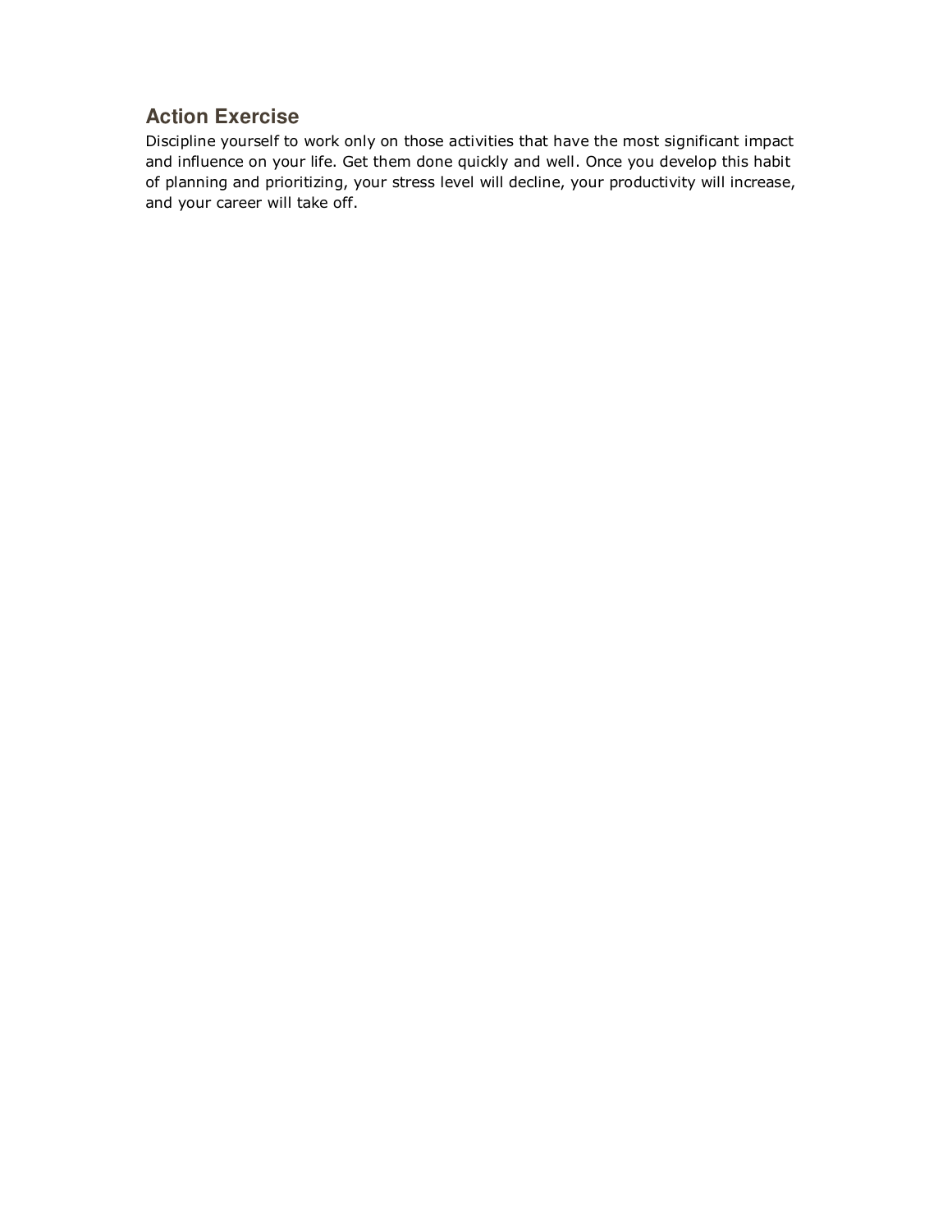## Action Exercise

Discipline yourself to work only on those activities that have the most significant impact and influence on your life. Get them done quickly and well. Once you develop this habit of planning and prioritizing, your stress level will decline, your productivity will increase, and your career will take off.